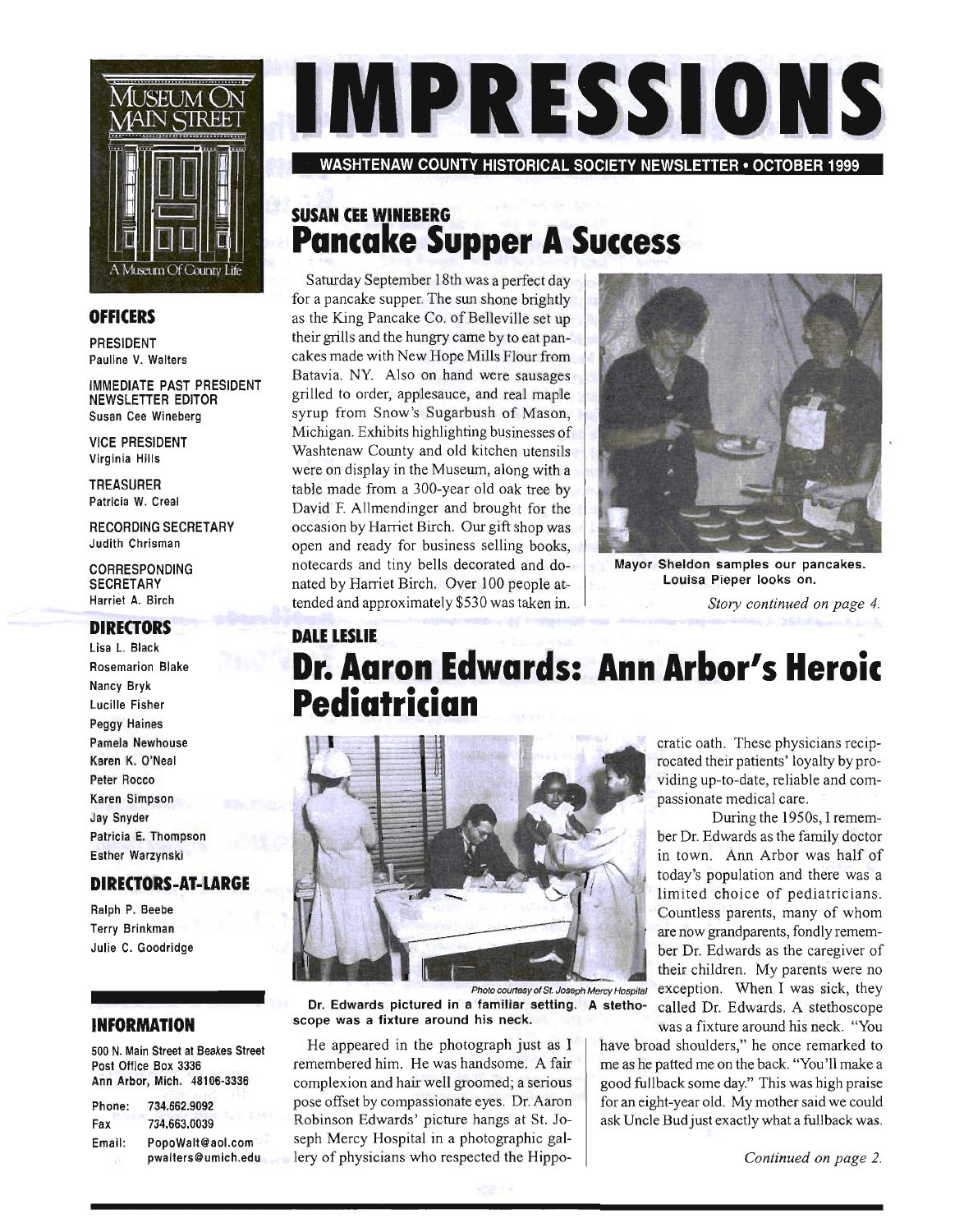# IMPRESSIONS

**WASHTENAW COUNTY HISTORICAL SOCIETY NEWSLETTER • OCTOBER 1999**

MUSEUM ON MAIN STREET
A Museum Of County Life

### OFFICERS

PRESIDENT
Pauline V. Walters

IMMEDIATE PAST PRESIDENT
NEWSLETTER EDITOR
Susan Cee Wineberg

VICE PRESIDENT
Virginia Hills

TREASURER
Patricia W. Creal

RECORDING SECRETARY
Judith Chrisman

CORRESPONDING SECRETARY
Harriet A. Birch

### DIRECTORS

Lisa L. Black
Rosemarion Blake
Nancy Bryk
Lucille Fisher
Peggy Haines
Pamela Newhouse
Karen K. O'Neal
Peter Rocco
Karen Simpson
Jay Snyder
Patricia E. Thompson
Esther Warzynski

### DIRECTORS-AT-LARGE

Ralph P. Beebe
Terry Brinkman
Julie C. Goodridge

### INFORMATION

500 N. Main Street at Beakes Street
Post Office Box 3336
Ann Arbor, Mich. 48106-3336

Phone: 734.662.9092
Fax 734.663.0039
Email: PopoWalt@aol.com
pwalters@umich.edu

**SUSAN CEE WINEBERG**

## Pancake Supper A Success

Saturday September 18th was a perfect day for a pancake supper. The sun shone brightly as the King Pancake Co. of Belleville set up their grills and the hungry came by to eat pancakes made with New Hope Mills Flour from Batavia. NY. Also on hand were sausages grilled to order, applesauce, and real maple syrup from Snow's Sugarbush of Mason, Michigan. Exhibits highlighting businesses of Washtenaw County and old kitchen utensils were on display in the Museum, along with a table made from a 300-year old oak tree by David F. Allmendinger and brought for the occasion by Harriet Birch. Our gift shop was open and ready for business selling books, notecards and tiny bells decorated and donated by Harriet Birch. Over 100 people attended and approximately $530 was taken in.

**Mayor Sheldon samples our pancakes. Louisa Pieper looks on.**

*Story continued on page 4.*

**DALE LESLIE**

## Dr. Aaron Edwards: Ann Arbor's Heroic Pediatrician

*Photo courtesy of St. Joseph Mercy Hospital*

**Dr. Edwards pictured in a familiar setting. A stethoscope was a fixture around his neck.**

He appeared in the photograph just as I remembered him. He was handsome. A fair complexion and hair well groomed; a serious pose offset by compassionate eyes. Dr. Aaron Robinson Edwards' picture hangs at St. Joseph Mercy Hospital in a photographic gallery of physicians who respected the Hippocratic oath. These physicians reciprocated their patients' loyalty by providing up-to-date, reliable and compassionate medical care.

During the 1950s, I remember Dr. Edwards as the family doctor in town. Ann Arbor was half of today's population and there was a limited choice of pediatricians. Countless parents, many of whom are now grandparents, fondly remember Dr. Edwards as the caregiver of their children. My parents were no exception. When I was sick, they called Dr. Edwards. A stethoscope was a fixture around his neck. "You have broad shoulders," he once remarked to me as he patted me on the back. "You'll make a good fullback some day." This was high praise for an eight-year old. My mother said we could ask Uncle Bud just exactly what a fullback was.

*Continued on page 2.*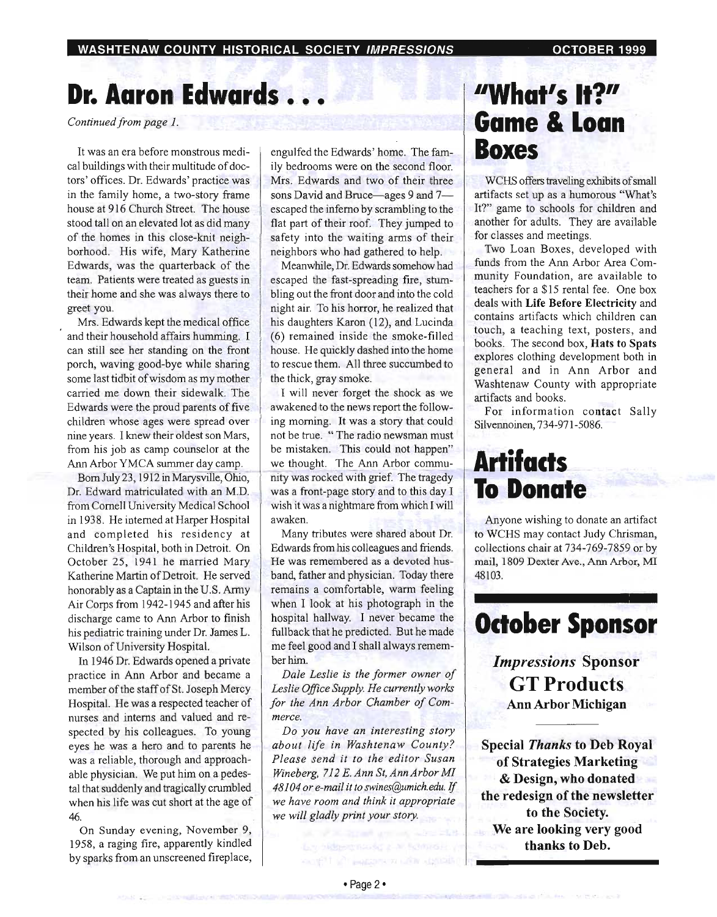# Dr. Aaron Edwards . . .

*Continued from page 1.*

It was an era before monstrous medical buildings with their multitude of doctors' offices. Dr. Edwards' practice was in the family home, a two-story frame house at 916 Church Street. The house stood tall on an elevated lot as did many of the homes in this close-knit neighborhood. His wife, Mary Katherine Edwards, was the quarterback of the team. Patients were treated as guests in their home and she was always there to greet you.

Mrs. Edwards kept the medical office and their household affairs humming. I can still see her standing on the front porch, waving good-bye while sharing some last tidbit of wisdom as my mother carried me down their sidewalk. The Edwards were the proud parents of five children whose ages were spread over nine years. I knew their oldest son Mars, from his job as camp counselor at the Ann Arbor YMCA summer day camp.

Born July 23, 1912 in Marysville, Ohio, Dr. Edward matriculated with an M.D. from Cornell University Medical School in 1938. He interned at Harper Hospital and completed his residency at Children's Hospital, both in Detroit. On October 25, 1941 he married Mary Katherine Martin of Detroit. He served honorably as a Captain in the U.S. Army Air Corps from 1942-1945 and after his discharge came to Ann Arbor to finish his pediatric training under Dr. James L. Wilson of University Hospital.

In 1946 Dr. Edwards opened a private practice in Ann Arbor and became a member of the staff of St. Joseph Mercy Hospital. He was a respected teacher of nurses and interns and valued and respected by his colleagues. To young eyes he was a hero and to parents he was a reliable, thorough and approachable physician. We put him on a pedestal that suddenly and tragically crumbled when his life was cut short at the age of 46.

On Sunday evening, November 9, 1958, a raging fire, apparently kindled by sparks from an unscreened fireplace, engulfed the Edwards' home. The family bedrooms were on the second floor. Mrs. Edwards and two of their three sons David and Bruce—ages 9 and 7—escaped the inferno by scrambling to the flat part of their roof. They jumped to safety into the waiting arms of their neighbors who had gathered to help.

Meanwhile, Dr. Edwards somehow had escaped the fast-spreading fire, stumbling out the front door and into the cold night air. To his horror, he realized that his daughters Karon (12), and Lucinda (6) remained inside the smoke-filled house. He quickly dashed into the home to rescue them. All three succumbed to the thick, gray smoke.

I will never forget the shock as we awakened to the news report the following morning. It was a story that could not be true. "The radio newsman must be mistaken. This could not happen" we thought. The Ann Arbor community was rocked with grief. The tragedy was a front-page story and to this day I wish it was a nightmare from which I will awaken.

Many tributes were shared about Dr. Edwards from his colleagues and friends. He was remembered as a devoted husband, father and physician. Today there remains a comfortable, warm feeling when I look at his photograph in the hospital hallway. I never became the fullback that he predicted. But he made me feel good and I shall always remember him.

*Dale Leslie is the former owner of Leslie Office Supply. He currently works for the Ann Arbor Chamber of Commerce.*

*Do you have an interesting story about life in Washtenaw County? Please send it to the editor Susan Wineberg, 712 E. Ann St, Ann Arbor MI 48104 or e-mail it to swines@umich.edu. If we have room and think it appropriate we will gladly print your story.*

# "What's It?" Game & Loan Boxes

WCHS offers traveling exhibits of small artifacts set up as a humorous "What's It?" game to schools for children and another for adults. They are available for classes and meetings.

Two Loan Boxes, developed with funds from the Ann Arbor Area Community Foundation, are available to teachers for a $15 rental fee. One box deals with **Life Before Electricity** and contains artifacts which children can touch, a teaching text, posters, and books. The second box, **Hats to Spats** explores clothing development both in general and in Ann Arbor and Washtenaw County with appropriate artifacts and books.

For information contact Sally Silvennoinen, 734-971-5086.

# Artifacts To Donate

Anyone wishing to donate an artifact to WCHS may contact Judy Chrisman, collections chair at 734-769-7859 or by mail, 1809 Dexter Ave., Ann Arbor, MI 48103.

# October Sponsor

***Impressions* Sponsor**

**GT Products**

**Ann Arbor Michigan**

**Special *Thanks* to Deb Royal of Strategies Marketing & Design, who donated the redesign of the newsletter to the Society. We are looking very good thanks to Deb.**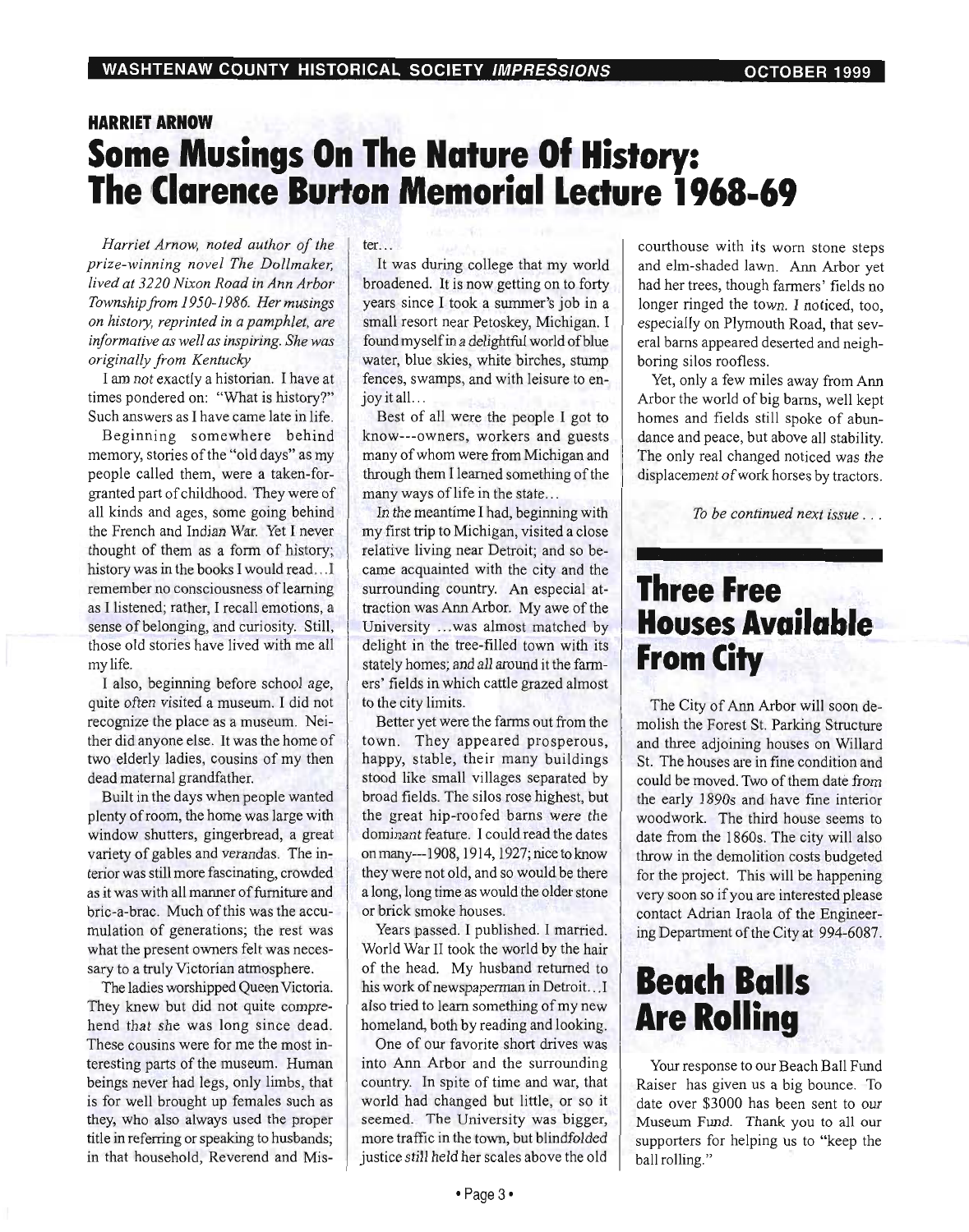**HARRIET ARNOW**

# Some Musings On The Nature Of History: The Clarence Burton Memorial Lecture 1968-69

*Harriet Arnow, noted author of the prize-winning novel The Dollmaker, lived at 3220 Nixon Road in Ann Arbor Township from 1950-1986. Her musings on history, reprinted in a pamphlet, are informative as well as inspiring. She was originally from Kentucky*

I am *not* exactly a historian. I have at times pondered on: "What is history?" Such answers as I have came late in life.

Beginning somewhere behind memory, stories of the "old days" as my people called them, were a taken-for-granted part of childhood. They were of all kinds and ages, some going behind the French and Indian War. Yet I never thought of them as a form of history; history was in the books I would read…I remember no consciousness of learning as I listened; rather, I recall emotions, a sense of belonging, and curiosity. Still, those old stories have lived with me all my life.

I also, beginning before school age, quite often visited a museum. I did not recognize the place as a museum. Neither did anyone else. It was the home of two elderly ladies, cousins of my then dead maternal grandfather.

Built in the days when people wanted plenty of room, the home was large with window shutters, gingerbread, a great variety of gables and verandas. The interior was still more fascinating, crowded as it was with all manner of furniture and bric-a-brac. Much of this was the accumulation of generations; the rest was what the present owners felt was necessary to a truly Victorian atmosphere.

The ladies worshipped Queen Victoria. They knew but did not quite comprehend that she was long since dead. These cousins were for me the most interesting parts of the museum. Human beings never had legs, only limbs, that is for well brought up females such as they, who also always used the proper title in referring or speaking to husbands; in that household, Reverend and Mister…

It was during college that my world broadened. It is now getting on to forty years since I took a summer's job in a small resort near Petoskey, Michigan. I found myself in a delightful world of blue water, blue skies, white birches, stump fences, swamps, and with leisure to enjoy it all…

Best of all were the people I got to know---owners, workers and guests many of whom were from Michigan and through them I learned something of the many ways of life in the state…

In the meantime I had, beginning with my first trip to Michigan, visited a close relative living near Detroit; and so became acquainted with the city and the surrounding country. An especial attraction was Ann Arbor. My awe of the University …was almost matched by delight in the tree-filled town with its stately homes; and all around it the farmers' fields in which cattle grazed almost to the city limits.

Better yet were the farms out from the town. They appeared prosperous, happy, stable, their many buildings stood like small villages separated by broad fields. The silos rose highest, but the great hip-roofed barns were the dominant feature. I could read the dates on many---1908, 1914, 1927; nice to know they were not old, and so would be there a long, long time as would the older stone or brick smoke houses.

Years passed. I published. I married. World War II took the world by the hair of the head. My husband returned to his work of newspaperman in Detroit…I also tried to learn something of my new homeland, both by reading and looking.

One of our favorite short drives was into Ann Arbor and the surrounding country. In spite of time and war, that world had changed but little, or so it seemed. The University was bigger, more traffic in the town, but blindfolded justice still held her scales above the old courthouse with its worn stone steps and elm-shaded lawn. Ann Arbor yet had her trees, though farmers' fields no longer ringed the town. I noticed, too, especially on Plymouth Road, that several barns appeared deserted and neighboring silos roofless.

Yet, only a few miles away from Ann Arbor the world of big barns, well kept homes and fields still spoke of abundance and peace, but above all stability. The only real changed noticed was the displacement of work horses by tractors.

*To be continued next issue . . .*

# Three Free Houses Available From City

The City of Ann Arbor will soon demolish the Forest St. Parking Structure and three adjoining houses on Willard St. The houses are in fine condition and could be moved. Two of them date from the early 1890s and have fine interior woodwork. The third house seems to date from the 1860s. The city will also throw in the demolition costs budgeted for the project. This will be happening very soon so if you are interested please contact Adrian Iraola of the Engineering Department of the City at 994-6087.

# Beach Balls Are Rolling

Your response to our Beach Ball Fund Raiser has given us a big bounce. To date over $3000 has been sent to our Museum Fund. Thank you to all our supporters for helping us to "keep the ball rolling."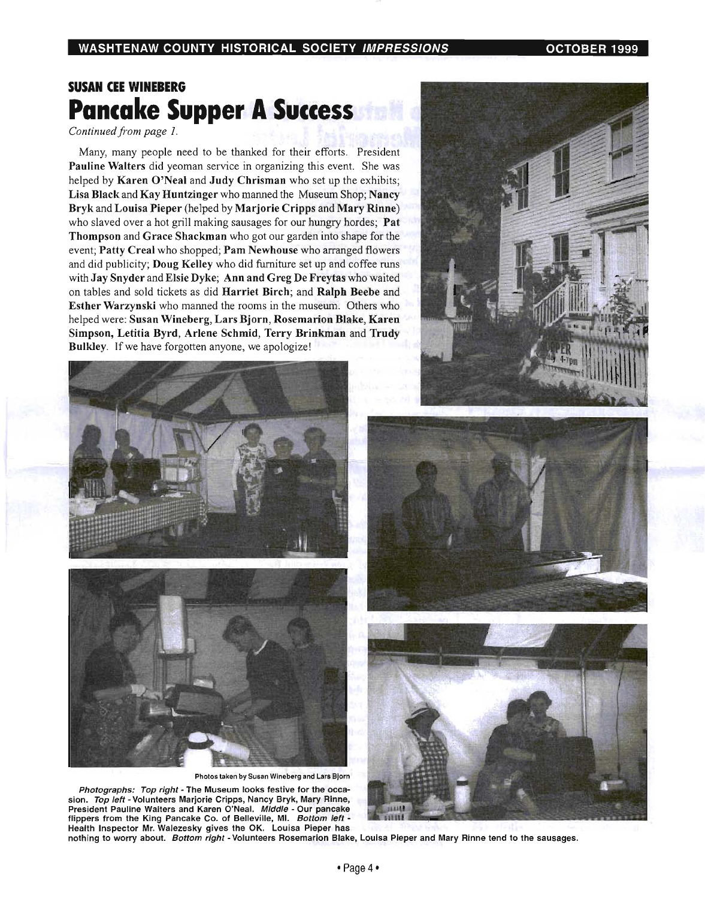**SUSAN CEE WINEBERG**

# Pancake Supper A Success

*Continued from page 1.*

Many, many people need to be thanked for their efforts. President **Pauline Walters** did yeoman service in organizing this event. She was helped by **Karen O'Neal** and **Judy Chrisman** who set up the exhibits; **Lisa Black** and **Kay Huntzinger** who manned the Museum Shop; **Nancy Bryk** and **Louisa Pieper** (helped by **Marjorie Cripps** and **Mary Rinne**) who slaved over a hot grill making sausages for our hungry hordes; **Pat Thompson** and **Grace Shackman** who got our garden into shape for the event; **Patty Creal** who shopped; **Pam Newhouse** who arranged flowers and did publicity; **Doug Kelley** who did furniture set up and coffee runs with **Jay Snyder** and **Elsie Dyke**; **Ann and Greg De Freytas** who waited on tables and sold tickets as did **Harriet Birch**; and **Ralph Beebe** and **Esther Warzynski** who manned the rooms in the museum. Others who helped were: **Susan Wineberg, Lars Bjorn, Rosemarion Blake, Karen Simpson, Letitia Byrd, Arlene Schmid, Terry Brinkman** and **Trudy Bulkley**. If we have forgotten anyone, we apologize!

Photos taken by Susan Wineberg and Lars Bjorn

*Photographs: Top right* - The Museum looks festive for the occasion. *Top left* - Volunteers Marjorie Cripps, Nancy Bryk, Mary Rinne, President Pauline Walters and Karen O'Neal. *Middle* - Our pancake flippers from the King Pancake Co. of Belleville, MI. *Bottom left* - Health Inspector Mr. Walezesky gives the OK. Louisa Pieper has nothing to worry about. *Bottom right* - Volunteers Rosemarion Blake, Louisa Pieper and Mary Rinne tend to the sausages.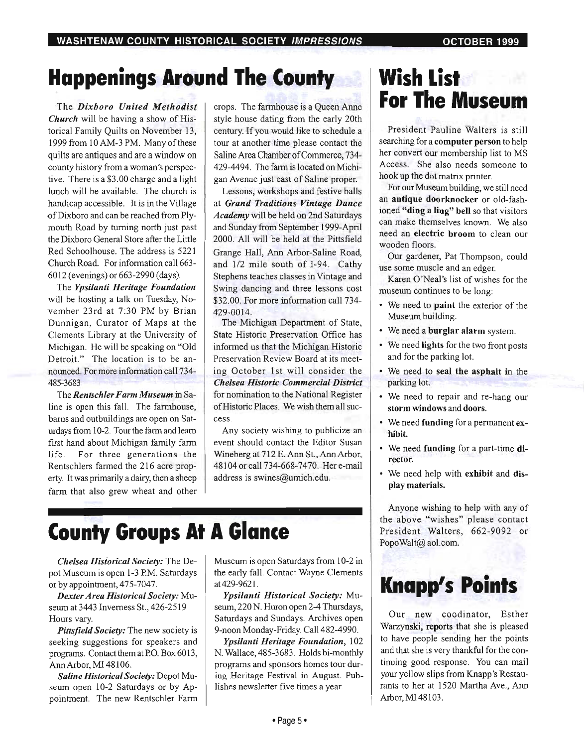# Happenings Around The County

The ***Dixboro United Methodist Church*** will be having a show of Historical Family Quilts on November 13, 1999 from 10 AM-3 PM. Many of these quilts are antiques and are a window on county history from a woman's perspective. There is a $3.00 charge and a light lunch will be available. The church is handicap accessible. It is in the Village of Dixboro and can be reached from Plymouth Road by turning north just past the Dixboro General Store after the Little Red Schoolhouse. The address is 5221 Church Road. For information call 663-6012 (evenings) or 663-2990 (days).

The ***Ypsilanti Heritage Foundation*** will be hosting a talk on Tuesday, November 23rd at 7:30 PM by Brian Dunnigan, Curator of Maps at the Clements Library at the University of Michigan. He will be speaking on "Old Detroit." The location is to be announced. For more information call 734-485-3683

The ***Rentschler Farm Museum*** in Saline is open this fall. The farmhouse, barns and outbuildings are open on Saturdays from 10-2. Tour the farm and learn first hand about Michigan family farm life. For three generations the Rentschlers farmed the 216 acre property. It was primarily a dairy, then a sheep farm that also grew wheat and other crops. The farmhouse is a Queen Anne style house dating from the early 20th century. If you would like to schedule a tour at another time please contact the Saline Area Chamber of Commerce, 734-429-4494. The farm is located on Michigan Avenue just east of Saline proper.

Lessons, workshops and festive balls at ***Grand Traditions Vintage Dance Academy*** will be held on 2nd Saturdays and Sunday from September 1999-April 2000. All will be held at the Pittsfield Grange Hall, Ann Arbor-Saline Road, and 1/2 mile south of I-94. Cathy Stephens teaches classes in Vintage and Swing dancing and three lessons cost $32.00. For more information call 734-429-0014.

The Michigan Department of State, State Historic Preservation Office has informed us that the Michigan Historic Preservation Review Board at its meeting October 1st will consider the ***Chelsea Historic Commercial District*** for nomination to the National Register of Historic Places. We wish them all success.

Any society wishing to publicize an event should contact the Editor Susan Wineberg at 712 E. Ann St., Ann Arbor, 48104 or call 734-668-7470. Her e-mail address is swines@umich.edu.

# County Groups At A Glance

***Chelsea Historical Society:*** The Depot Museum is open 1-3 P.M. Saturdays or by appointment, 475-7047.

***Dexter Area Historical Society:*** Museum at 3443 Inverness St., 426-2519 Hours vary.

***Pittsfield Society:*** The new society is seeking suggestions for speakers and programs. Contact them at P.O. Box 6013, Ann Arbor, MI 48106.

***Saline Historical Society:*** Depot Museum open 10-2 Saturdays or by Appointment. The new Rentschler Farm Museum is open Saturdays from 10-2 in the early fall. Contact Wayne Clements at 429-9621.

***Ypsilanti Historical Society:*** Museum, 220 N. Huron open 2-4 Thursdays, Saturdays and Sundays. Archives open 9-noon Monday-Friday. Call 482-4990.

***Ypsilanti Heritage Foundation***, 102 N. Wallace, 485-3683. Holds bi-monthly programs and sponsors homes tour during Heritage Festival in August. Publishes newsletter five times a year.

# Wish List For The Museum

President Pauline Walters is still searching for a **computer person** to help her convert our membership list to MS Access. She also needs someone to hook up the dot matrix printer.

For our Museum building, we still need an **antique doorknocker** or old-fashioned **"ding a ling" bell** so that visitors can make themselves known. We also need an **electric broom** to clean our wooden floors.

Our gardener, Pat Thompson, could use some muscle and an edger.

Karen O'Neal's list of wishes for the museum continues to be long:

- We need to **paint** the exterior of the Museum building.
- We need a **burglar alarm** system.
- We need **lights** for the two front posts and for the parking lot.
- We need to **seal the asphalt** in the parking lot.
- We need to repair and re-hang our **storm windows** and **doors.**
- We need **funding** for a permanent **exhibit.**
- We need **funding** for a part-time **director.**
- We need help with **exhibit** and **display materials.**

Anyone wishing to help with any of the above "wishes" please contact President Walters, 662-9092 or PopoWalt@aol.com.

# Knapp's Points

Our new coodinator, Esther Warzynski, reports that she is pleased to have people sending her the points and that she is very thankful for the continuing good response. You can mail your yellow slips from Knapp's Restaurants to her at 1520 Martha Ave., Ann Arbor, MI 48103.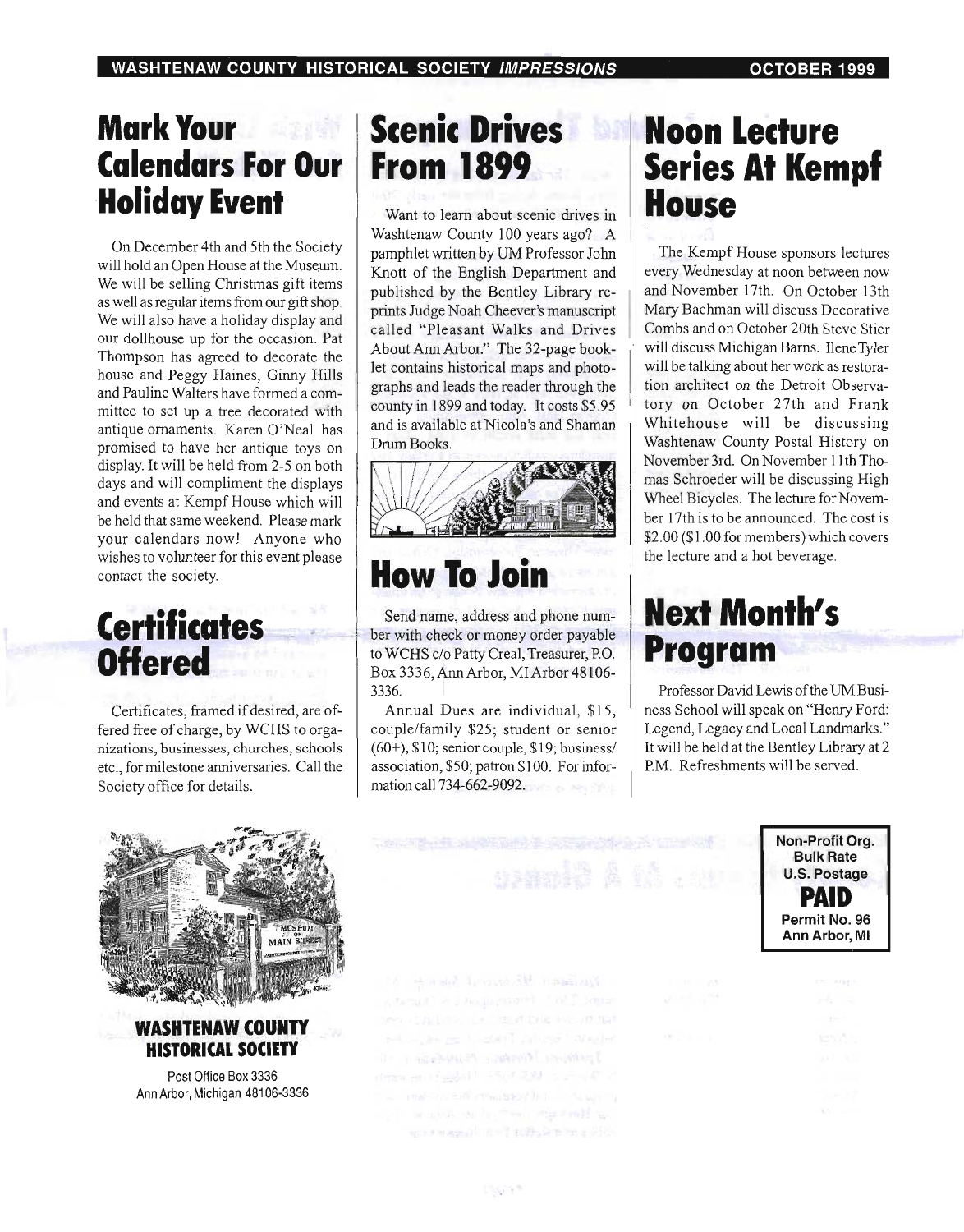# Mark Your Calendars For Our Holiday Event

On December 4th and 5th the Society will hold an Open House at the Museum. We will be selling Christmas gift items as well as regular items from our gift shop. We will also have a holiday display and our dollhouse up for the occasion. Pat Thompson has agreed to decorate the house and Peggy Haines, Ginny Hills and Pauline Walters have formed a committee to set up a tree decorated with antique ornaments. Karen O'Neal has promised to have her antique toys on display. It will be held from 2-5 on both days and will compliment the displays and events at Kempf House which will be held that same weekend. Please mark your calendars now! Anyone who wishes to volunteer for this event please contact the society.

# Certificates Offered

Certificates, framed if desired, are offered free of charge, by WCHS to organizations, businesses, churches, schools etc., for milestone anniversaries. Call the Society office for details.

# Scenic Drives From 1899

Want to learn about scenic drives in Washtenaw County 100 years ago? A pamphlet written by UM Professor John Knott of the English Department and published by the Bentley Library reprints Judge Noah Cheever's manuscript called "Pleasant Walks and Drives About Ann Arbor." The 32-page booklet contains historical maps and photographs and leads the reader through the county in 1899 and today. It costs $5.95 and is available at Nicola's and Shaman Drum Books.

# How To Join

Send name, address and phone number with check or money order payable to WCHS c/o Patty Creal, Treasurer, P.O. Box 3336, Ann Arbor, MI Arbor 48106-3336.

Annual Dues are individual, $15, couple/family $25; student or senior (60+), $10; senior couple, $19; business/association, $50; patron $100. For information call 734-662-9092.

# Noon Lecture Series At Kempf House

The Kempf House sponsors lectures every Wednesday at noon between now and November 17th. On October 13th Mary Bachman will discuss Decorative Combs and on October 20th Steve Stier will discuss Michigan Barns. Ilene Tyler will be talking about her work as restoration architect on the Detroit Observatory on October 27th and Frank Whitehouse will be discussing Washtenaw County Postal History on November 3rd. On November 11th Thomas Schroeder will be discussing High Wheel Bicycles. The lecture for November 17th is to be announced. The cost is $2.00 ($1.00 for members) which covers the lecture and a hot beverage.

# Next Month's Program

Professor David Lewis of the UM Business School will speak on "Henry Ford: Legend, Legacy and Local Landmarks." It will be held at the Bentley Library at 2 P.M. Refreshments will be served.

**WASHTENAW COUNTY HISTORICAL SOCIETY**

Post Office Box 3336
Ann Arbor, Michigan 48106-3336

**Non-Profit Org.**
**Bulk Rate**
**U.S. Postage**
**PAID**
**Permit No. 96**
**Ann Arbor, MI**